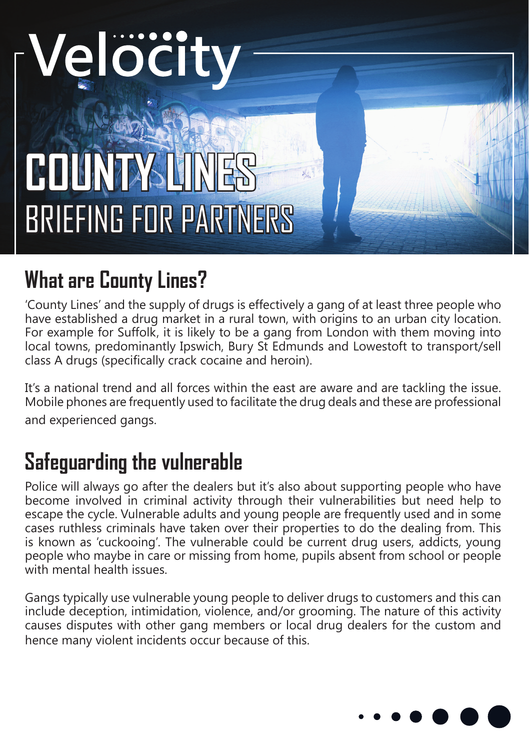Velocity

# COUNTY LINES
## BRIEFING FOR PARTNERS

## What are County Lines?

'County Lines' and the supply of drugs is effectively a gang of at least three people who have established a drug market in a rural town, with origins to an urban city location. For example for Suffolk, it is likely to be a gang from London with them moving into local towns, predominantly Ipswich, Bury St Edmunds and Lowestoft to transport/sell class A drugs (specifically crack cocaine and heroin).

It's a national trend and all forces within the east are aware and are tackling the issue. Mobile phones are frequently used to facilitate the drug deals and these are professional and experienced gangs.

## Safeguarding the vulnerable

Police will always go after the dealers but it's also about supporting people who have become involved in criminal activity through their vulnerabilities but need help to escape the cycle. Vulnerable adults and young people are frequently used and in some cases ruthless criminals have taken over their properties to do the dealing from. This is known as 'cuckooing'. The vulnerable could be current drug users, addicts, young people who maybe in care or missing from home, pupils absent from school or people with mental health issues.

Gangs typically use vulnerable young people to deliver drugs to customers and this can include deception, intimidation, violence, and/or grooming. The nature of this activity causes disputes with other gang members or local drug dealers for the custom and hence many violent incidents occur because of this.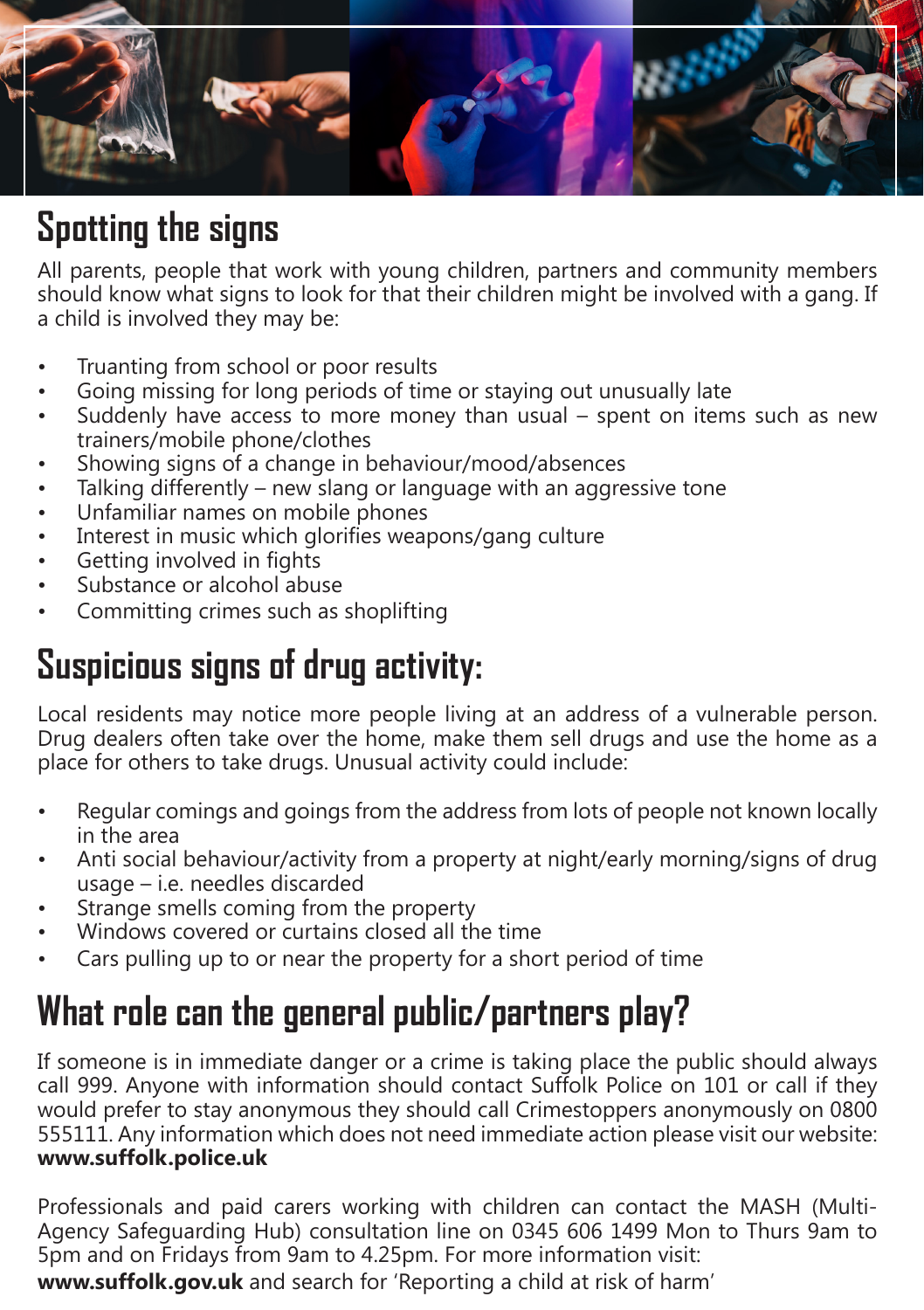## Spotting the signs

All parents, people that work with young children, partners and community members should know what signs to look for that their children might be involved with a gang. If a child is involved they may be:

- Truanting from school or poor results
- Going missing for long periods of time or staying out unusually late
- Suddenly have access to more money than usual – spent on items such as new trainers/mobile phone/clothes
- Showing signs of a change in behaviour/mood/absences
- Talking differently – new slang or language with an aggressive tone
- Unfamiliar names on mobile phones
- Interest in music which glorifies weapons/gang culture
- Getting involved in fights
- Substance or alcohol abuse
- Committing crimes such as shoplifting

## Suspicious signs of drug activity:

Local residents may notice more people living at an address of a vulnerable person. Drug dealers often take over the home, make them sell drugs and use the home as a place for others to take drugs. Unusual activity could include:

- Regular comings and goings from the address from lots of people not known locally in the area
- Anti social behaviour/activity from a property at night/early morning/signs of drug usage – i.e. needles discarded
- Strange smells coming from the property
- Windows covered or curtains closed all the time
- Cars pulling up to or near the property for a short period of time

## What role can the general public/partners play?

If someone is in immediate danger or a crime is taking place the public should always call 999. Anyone with information should contact Suffolk Police on 101 or call if they would prefer to stay anonymous they should call Crimestoppers anonymously on 0800 555111. Any information which does not need immediate action please visit our website: **www.suffolk.police.uk**

Professionals and paid carers working with children can contact the MASH (Multi-Agency Safeguarding Hub) consultation line on 0345 606 1499 Mon to Thurs 9am to 5pm and on Fridays from 9am to 4.25pm. For more information visit: **www.suffolk.gov.uk** and search for 'Reporting a child at risk of harm'